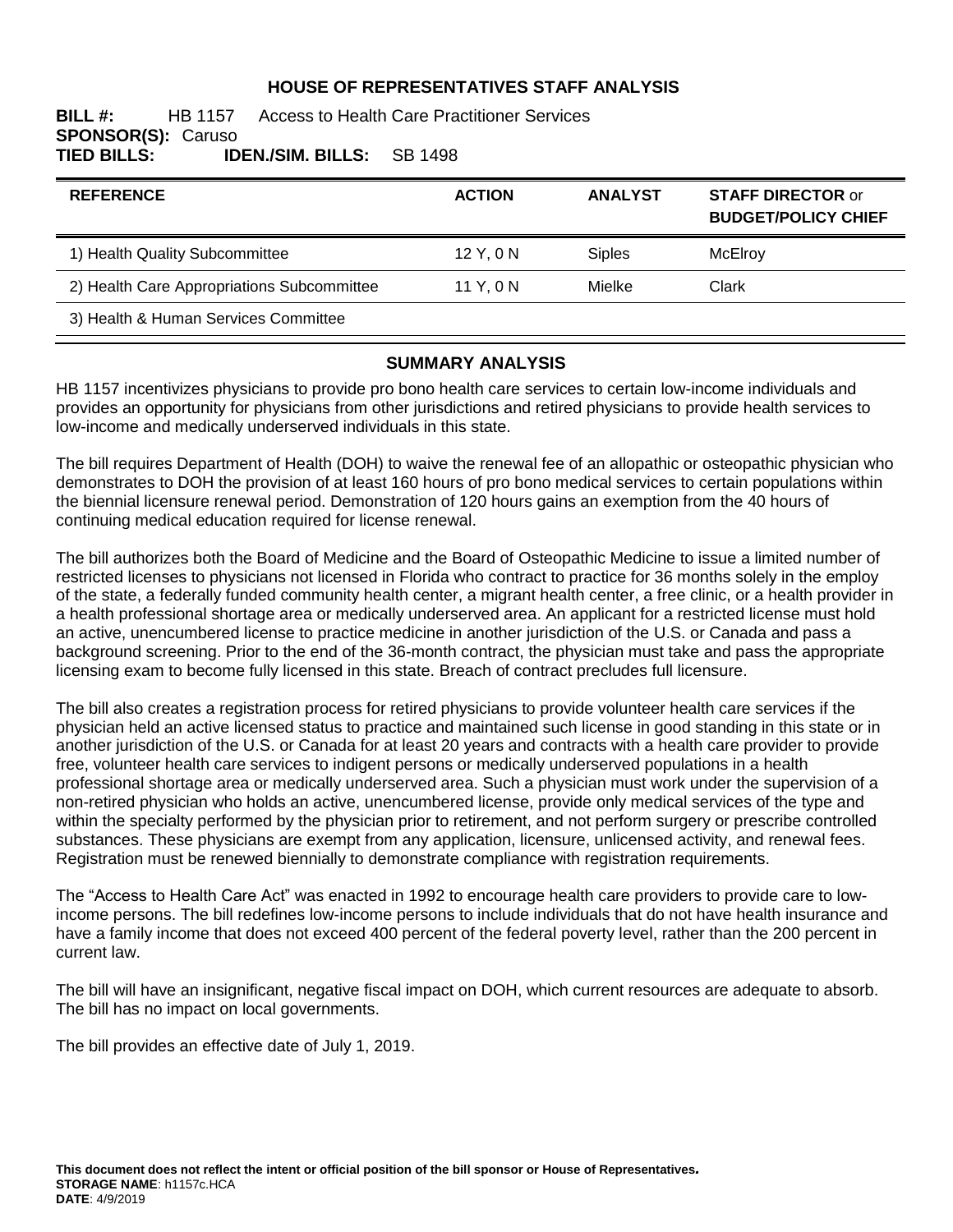## HOUSE OF REPRESENTATIVES STAFF ANALYSIS

**BILL #:** HB 1157 Access to Health Care Practitioner Services
**SPONSOR(S):** Caruso
**TIED BILLS:** **IDEN./SIM. BILLS:** SB 1498

| REFERENCE | ACTION | ANALYST | STAFF DIRECTOR or BUDGET/POLICY CHIEF |
|---|---|---|---|
| 1) Health Quality Subcommittee | 12 Y, 0 N | Siples | McElroy |
| 2) Health Care Appropriations Subcommittee | 11 Y, 0 N | Mielke | Clark |
| 3) Health & Human Services Committee | | | |

### SUMMARY ANALYSIS

HB 1157 incentivizes physicians to provide pro bono health care services to certain low-income individuals and provides an opportunity for physicians from other jurisdictions and retired physicians to provide health services to low-income and medically underserved individuals in this state.

The bill requires Department of Health (DOH) to waive the renewal fee of an allopathic or osteopathic physician who demonstrates to DOH the provision of at least 160 hours of pro bono medical services to certain populations within the biennial licensure renewal period. Demonstration of 120 hours gains an exemption from the 40 hours of continuing medical education required for license renewal.

The bill authorizes both the Board of Medicine and the Board of Osteopathic Medicine to issue a limited number of restricted licenses to physicians not licensed in Florida who contract to practice for 36 months solely in the employ of the state, a federally funded community health center, a migrant health center, a free clinic, or a health provider in a health professional shortage area or medically underserved area. An applicant for a restricted license must hold an active, unencumbered license to practice medicine in another jurisdiction of the U.S. or Canada and pass a background screening. Prior to the end of the 36-month contract, the physician must take and pass the appropriate licensing exam to become fully licensed in this state. Breach of contract precludes full licensure.

The bill also creates a registration process for retired physicians to provide volunteer health care services if the physician held an active licensed status to practice and maintained such license in good standing in this state or in another jurisdiction of the U.S. or Canada for at least 20 years and contracts with a health care provider to provide free, volunteer health care services to indigent persons or medically underserved populations in a health professional shortage area or medically underserved area. Such a physician must work under the supervision of a non-retired physician who holds an active, unencumbered license, provide only medical services of the type and within the specialty performed by the physician prior to retirement, and not perform surgery or prescribe controlled substances. These physicians are exempt from any application, licensure, unlicensed activity, and renewal fees. Registration must be renewed biennially to demonstrate compliance with registration requirements.

The "Access to Health Care Act" was enacted in 1992 to encourage health care providers to provide care to low-income persons. The bill redefines low-income persons to include individuals that do not have health insurance and have a family income that does not exceed 400 percent of the federal poverty level, rather than the 200 percent in current law.

The bill will have an insignificant, negative fiscal impact on DOH, which current resources are adequate to absorb. The bill has no impact on local governments.

The bill provides an effective date of July 1, 2019.

**This document does not reflect the intent or official position of the bill sponsor or House of Representatives.**
**STORAGE NAME**: h1157c.HCA
**DATE**: 4/9/2019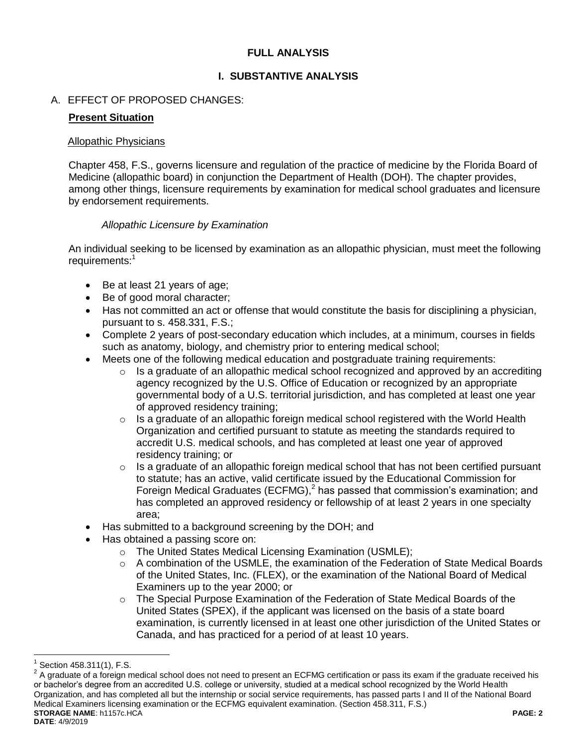**FULL ANALYSIS**

# I. SUBSTANTIVE ANALYSIS

A. EFFECT OF PROPOSED CHANGES:

**Present Situation**

Allopathic Physicians

Chapter 458, F.S., governs licensure and regulation of the practice of medicine by the Florida Board of Medicine (allopathic board) in conjunction the Department of Health (DOH). The chapter provides, among other things, licensure requirements by examination for medical school graduates and licensure by endorsement requirements.

*Allopathic Licensure by Examination*

An individual seeking to be licensed by examination as an allopathic physician, must meet the following requirements:[1]

- Be at least 21 years of age;
- Be of good moral character;
- Has not committed an act or offense that would constitute the basis for disciplining a physician, pursuant to s. 458.331, F.S.;
- Complete 2 years of post-secondary education which includes, at a minimum, courses in fields such as anatomy, biology, and chemistry prior to entering medical school;
- Meets one of the following medical education and postgraduate training requirements:
    - Is a graduate of an allopathic medical school recognized and approved by an accrediting agency recognized by the U.S. Office of Education or recognized by an appropriate governmental body of a U.S. territorial jurisdiction, and has completed at least one year of approved residency training;
    - Is a graduate of an allopathic foreign medical school registered with the World Health Organization and certified pursuant to statute as meeting the standards required to accredit U.S. medical schools, and has completed at least one year of approved residency training; or
    - Is a graduate of an allopathic foreign medical school that has not been certified pursuant to statute; has an active, valid certificate issued by the Educational Commission for Foreign Medical Graduates (ECFMG),[2] has passed that commission's examination; and has completed an approved residency or fellowship of at least 2 years in one specialty area;
- Has submitted to a background screening by the DOH; and
- Has obtained a passing score on:
    - The United States Medical Licensing Examination (USMLE);
    - A combination of the USMLE, the examination of the Federation of State Medical Boards of the United States, Inc. (FLEX), or the examination of the National Board of Medical Examiners up to the year 2000; or
    - The Special Purpose Examination of the Federation of State Medical Boards of the United States (SPEX), if the applicant was licensed on the basis of a state board examination, is currently licensed in at least one other jurisdiction of the United States or Canada, and has practiced for a period of at least 10 years.

[1] Section 458.311(1), F.S.

[2] A graduate of a foreign medical school does not need to present an ECFMG certification or pass its exam if the graduate received his or bachelor's degree from an accredited U.S. college or university, studied at a medical school recognized by the World Health Organization, and has completed all but the internship or social service requirements, has passed parts I and II of the National Board Medical Examiners licensing examination or the ECFMG equivalent examination. (Section 458.311, F.S.)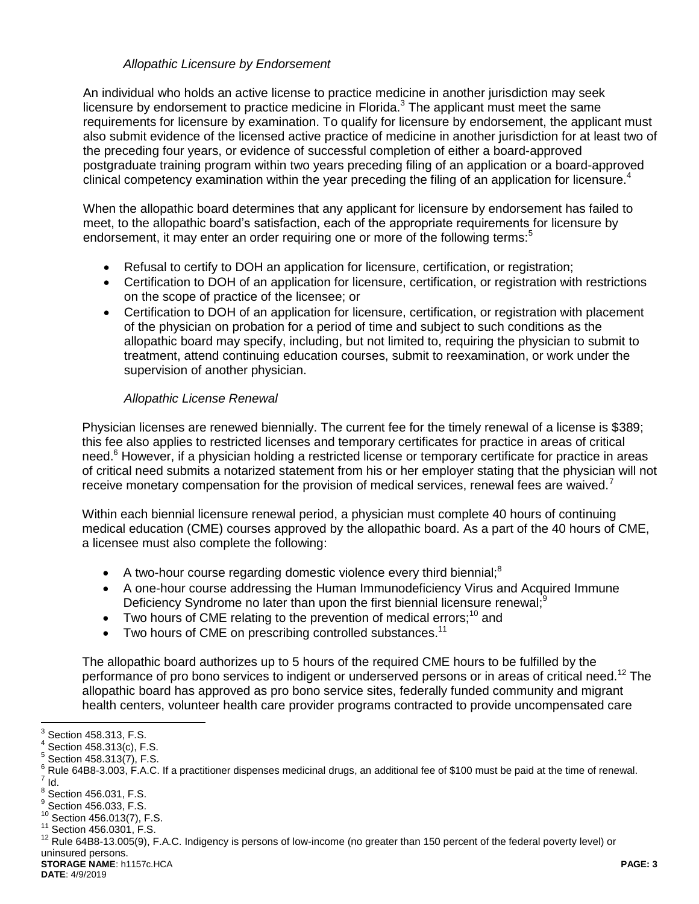*Allopathic Licensure by Endorsement*

An individual who holds an active license to practice medicine in another jurisdiction may seek licensure by endorsement to practice medicine in Florida.[3] The applicant must meet the same requirements for licensure by examination. To qualify for licensure by endorsement, the applicant must also submit evidence of the licensed active practice of medicine in another jurisdiction for at least two of the preceding four years, or evidence of successful completion of either a board-approved postgraduate training program within two years preceding filing of an application or a board-approved clinical competency examination within the year preceding the filing of an application for licensure.[4]

When the allopathic board determines that any applicant for licensure by endorsement has failed to meet, to the allopathic board's satisfaction, each of the appropriate requirements for licensure by endorsement, it may enter an order requiring one or more of the following terms:[5]

- Refusal to certify to DOH an application for licensure, certification, or registration;
- Certification to DOH of an application for licensure, certification, or registration with restrictions on the scope of practice of the licensee; or
- Certification to DOH of an application for licensure, certification, or registration with placement of the physician on probation for a period of time and subject to such conditions as the allopathic board may specify, including, but not limited to, requiring the physician to submit to treatment, attend continuing education courses, submit to reexamination, or work under the supervision of another physician.

*Allopathic License Renewal*

Physician licenses are renewed biennially. The current fee for the timely renewal of a license is $389; this fee also applies to restricted licenses and temporary certificates for practice in areas of critical need.[6] However, if a physician holding a restricted license or temporary certificate for practice in areas of critical need submits a notarized statement from his or her employer stating that the physician will not receive monetary compensation for the provision of medical services, renewal fees are waived.[7]

Within each biennial licensure renewal period, a physician must complete 40 hours of continuing medical education (CME) courses approved by the allopathic board. As a part of the 40 hours of CME, a licensee must also complete the following:

- A two-hour course regarding domestic violence every third biennial;[8]
- A one-hour course addressing the Human Immunodeficiency Virus and Acquired Immune Deficiency Syndrome no later than upon the first biennial licensure renewal;[9]
- Two hours of CME relating to the prevention of medical errors;[10] and
- Two hours of CME on prescribing controlled substances.[11]

The allopathic board authorizes up to 5 hours of the required CME hours to be fulfilled by the performance of pro bono services to indigent or underserved persons or in areas of critical need.[12] The allopathic board has approved as pro bono service sites, federally funded community and migrant health centers, volunteer health care provider programs contracted to provide uncompensated care

---

[3] Section 458.313, F.S.
[4] Section 458.313(c), F.S.
[5] Section 458.313(7), F.S.
[6] Rule 64B8-3.003, F.A.C. If a practitioner dispenses medicinal drugs, an additional fee of $100 must be paid at the time of renewal.
[7] Id.
[8] Section 456.031, F.S.
[9] Section 456.033, F.S.
[10] Section 456.013(7), F.S.
[11] Section 456.0301, F.S.
[12] Rule 64B8-13.005(9), F.A.C. Indigency is persons of low-income (no greater than 150 percent of the federal poverty level) or uninsured persons.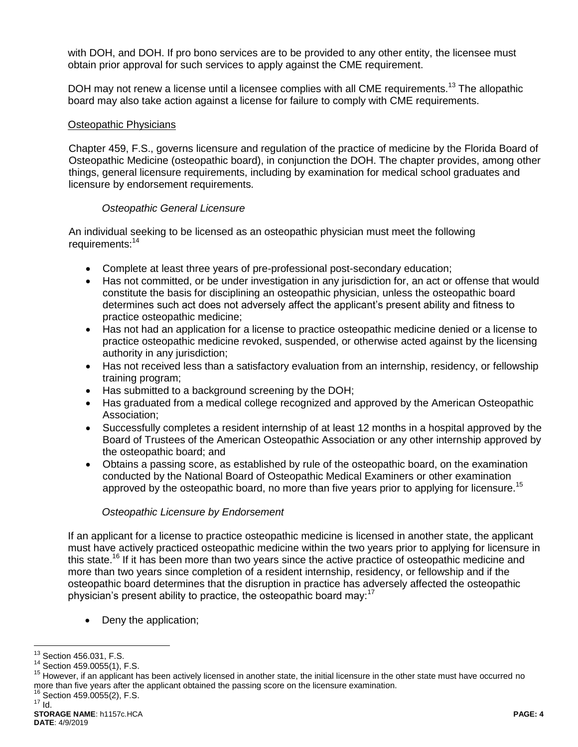with DOH, and DOH. If pro bono services are to be provided to any other entity, the licensee must obtain prior approval for such services to apply against the CME requirement.

DOH may not renew a license until a licensee complies with all CME requirements.[13] The allopathic board may also take action against a license for failure to comply with CME requirements.

Osteopathic Physicians

Chapter 459, F.S., governs licensure and regulation of the practice of medicine by the Florida Board of Osteopathic Medicine (osteopathic board), in conjunction the DOH. The chapter provides, among other things, general licensure requirements, including by examination for medical school graduates and licensure by endorsement requirements.

*Osteopathic General Licensure*

An individual seeking to be licensed as an osteopathic physician must meet the following requirements:[14]

- Complete at least three years of pre-professional post-secondary education;
- Has not committed, or be under investigation in any jurisdiction for, an act or offense that would constitute the basis for disciplining an osteopathic physician, unless the osteopathic board determines such act does not adversely affect the applicant's present ability and fitness to practice osteopathic medicine;
- Has not had an application for a license to practice osteopathic medicine denied or a license to practice osteopathic medicine revoked, suspended, or otherwise acted against by the licensing authority in any jurisdiction;
- Has not received less than a satisfactory evaluation from an internship, residency, or fellowship training program;
- Has submitted to a background screening by the DOH;
- Has graduated from a medical college recognized and approved by the American Osteopathic Association;
- Successfully completes a resident internship of at least 12 months in a hospital approved by the Board of Trustees of the American Osteopathic Association or any other internship approved by the osteopathic board; and
- Obtains a passing score, as established by rule of the osteopathic board, on the examination conducted by the National Board of Osteopathic Medical Examiners or other examination approved by the osteopathic board, no more than five years prior to applying for licensure.[15]

*Osteopathic Licensure by Endorsement*

If an applicant for a license to practice osteopathic medicine is licensed in another state, the applicant must have actively practiced osteopathic medicine within the two years prior to applying for licensure in this state.[16] If it has been more than two years since the active practice of osteopathic medicine and more than two years since completion of a resident internship, residency, or fellowship and if the osteopathic board determines that the disruption in practice has adversely affected the osteopathic physician's present ability to practice, the osteopathic board may:[17]

- Deny the application;

---

[13] Section 456.031, F.S.

[14] Section 459.0055(1), F.S.

[15] However, if an applicant has been actively licensed in another state, the initial licensure in the other state must have occurred no more than five years after the applicant obtained the passing score on the licensure examination.

[16] Section 459.0055(2), F.S.

[17] Id.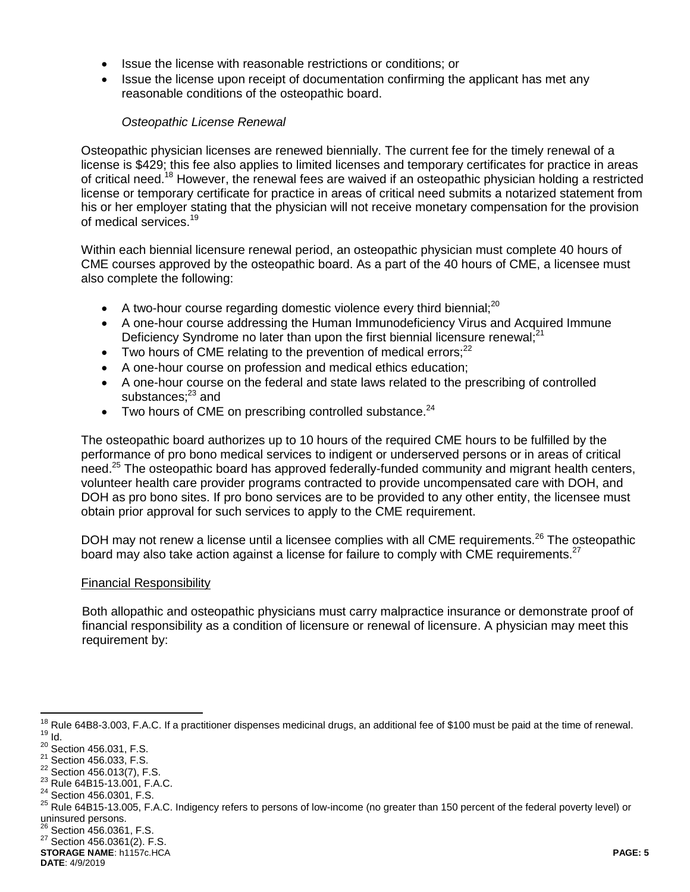- Issue the license with reasonable restrictions or conditions; or
- Issue the license upon receipt of documentation confirming the applicant has met any reasonable conditions of the osteopathic board.

*Osteopathic License Renewal*

Osteopathic physician licenses are renewed biennially. The current fee for the timely renewal of a license is $429; this fee also applies to limited licenses and temporary certificates for practice in areas of critical need.[18] However, the renewal fees are waived if an osteopathic physician holding a restricted license or temporary certificate for practice in areas of critical need submits a notarized statement from his or her employer stating that the physician will not receive monetary compensation for the provision of medical services.[19]

Within each biennial licensure renewal period, an osteopathic physician must complete 40 hours of CME courses approved by the osteopathic board. As a part of the 40 hours of CME, a licensee must also complete the following:

- A two-hour course regarding domestic violence every third biennial;[20]
- A one-hour course addressing the Human Immunodeficiency Virus and Acquired Immune Deficiency Syndrome no later than upon the first biennial licensure renewal;[21]
- Two hours of CME relating to the prevention of medical errors;[22]
- A one-hour course on profession and medical ethics education;
- A one-hour course on the federal and state laws related to the prescribing of controlled substances;[23] and
- Two hours of CME on prescribing controlled substance.[24]

The osteopathic board authorizes up to 10 hours of the required CME hours to be fulfilled by the performance of pro bono medical services to indigent or underserved persons or in areas of critical need.[25] The osteopathic board has approved federally-funded community and migrant health centers, volunteer health care provider programs contracted to provide uncompensated care with DOH, and DOH as pro bono sites. If pro bono services are to be provided to any other entity, the licensee must obtain prior approval for such services to apply to the CME requirement.

DOH may not renew a license until a licensee complies with all CME requirements.[26] The osteopathic board may also take action against a license for failure to comply with CME requirements.[27]

<u>Financial Responsibility</u>

Both allopathic and osteopathic physicians must carry malpractice insurance or demonstrate proof of financial responsibility as a condition of licensure or renewal of licensure. A physician may meet this requirement by:

---

[18] Rule 64B8-3.003, F.A.C. If a practitioner dispenses medicinal drugs, an additional fee of $100 must be paid at the time of renewal.
[19] Id.
[20] Section 456.031, F.S.
[21] Section 456.033, F.S.
[22] Section 456.013(7), F.S.
[23] Rule 64B15-13.001, F.A.C.
[24] Section 456.0301, F.S.
[25] Rule 64B15-13.005, F.A.C. Indigency refers to persons of low-income (no greater than 150 percent of the federal poverty level) or uninsured persons.
[26] Section 456.0361, F.S.
[27] Section 456.0361(2). F.S.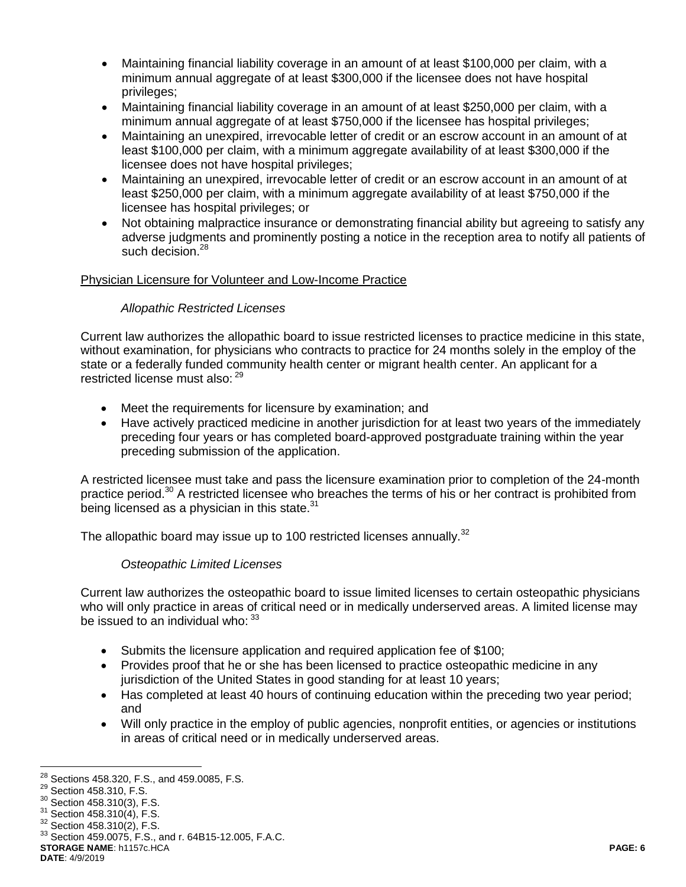- Maintaining financial liability coverage in an amount of at least $100,000 per claim, with a minimum annual aggregate of at least $300,000 if the licensee does not have hospital privileges;
- Maintaining financial liability coverage in an amount of at least $250,000 per claim, with a minimum annual aggregate of at least $750,000 if the licensee has hospital privileges;
- Maintaining an unexpired, irrevocable letter of credit or an escrow account in an amount of at least $100,000 per claim, with a minimum aggregate availability of at least $300,000 if the licensee does not have hospital privileges;
- Maintaining an unexpired, irrevocable letter of credit or an escrow account in an amount of at least $250,000 per claim, with a minimum aggregate availability of at least $750,000 if the licensee has hospital privileges; or
- Not obtaining malpractice insurance or demonstrating financial ability but agreeing to satisfy any adverse judgments and prominently posting a notice in the reception area to notify all patients of such decision.[28]

Physician Licensure for Volunteer and Low-Income Practice

*Allopathic Restricted Licenses*

Current law authorizes the allopathic board to issue restricted licenses to practice medicine in this state, without examination, for physicians who contracts to practice for 24 months solely in the employ of the state or a federally funded community health center or migrant health center. An applicant for a restricted license must also: [29]

- Meet the requirements for licensure by examination; and
- Have actively practiced medicine in another jurisdiction for at least two years of the immediately preceding four years or has completed board-approved postgraduate training within the year preceding submission of the application.

A restricted licensee must take and pass the licensure examination prior to completion of the 24-month practice period.[30] A restricted licensee who breaches the terms of his or her contract is prohibited from being licensed as a physician in this state.[31]

The allopathic board may issue up to 100 restricted licenses annually.[32]

*Osteopathic Limited Licenses*

Current law authorizes the osteopathic board to issue limited licenses to certain osteopathic physicians who will only practice in areas of critical need or in medically underserved areas. A limited license may be issued to an individual who: [33]

- Submits the licensure application and required application fee of $100;
- Provides proof that he or she has been licensed to practice osteopathic medicine in any jurisdiction of the United States in good standing for at least 10 years;
- Has completed at least 40 hours of continuing education within the preceding two year period; and
- Will only practice in the employ of public agencies, nonprofit entities, or agencies or institutions in areas of critical need or in medically underserved areas.

---

[28] Sections 458.320, F.S., and 459.0085, F.S.
[29] Section 458.310, F.S.
[30] Section 458.310(3), F.S.
[31] Section 458.310(4), F.S.
[32] Section 458.310(2), F.S.
[33] Section 459.0075, F.S., and r. 64B15-12.005, F.A.C.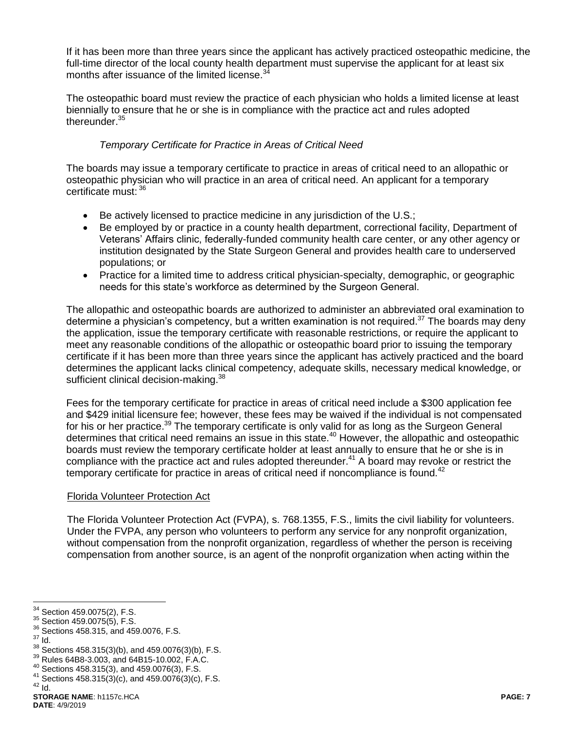If it has been more than three years since the applicant has actively practiced osteopathic medicine, the full-time director of the local county health department must supervise the applicant for at least six months after issuance of the limited license.[34]

The osteopathic board must review the practice of each physician who holds a limited license at least biennially to ensure that he or she is in compliance with the practice act and rules adopted thereunder.[35]

*Temporary Certificate for Practice in Areas of Critical Need*

The boards may issue a temporary certificate to practice in areas of critical need to an allopathic or osteopathic physician who will practice in an area of critical need. An applicant for a temporary certificate must: [36]

- Be actively licensed to practice medicine in any jurisdiction of the U.S.;
- Be employed by or practice in a county health department, correctional facility, Department of Veterans' Affairs clinic, federally-funded community health care center, or any other agency or institution designated by the State Surgeon General and provides health care to underserved populations; or
- Practice for a limited time to address critical physician-specialty, demographic, or geographic needs for this state's workforce as determined by the Surgeon General.

The allopathic and osteopathic boards are authorized to administer an abbreviated oral examination to determine a physician's competency, but a written examination is not required.[37] The boards may deny the application, issue the temporary certificate with reasonable restrictions, or require the applicant to meet any reasonable conditions of the allopathic or osteopathic board prior to issuing the temporary certificate if it has been more than three years since the applicant has actively practiced and the board determines the applicant lacks clinical competency, adequate skills, necessary medical knowledge, or sufficient clinical decision-making.[38]

Fees for the temporary certificate for practice in areas of critical need include a $300 application fee and $429 initial licensure fee; however, these fees may be waived if the individual is not compensated for his or her practice.[39] The temporary certificate is only valid for as long as the Surgeon General determines that critical need remains an issue in this state.[40] However, the allopathic and osteopathic boards must review the temporary certificate holder at least annually to ensure that he or she is in compliance with the practice act and rules adopted thereunder.[41] A board may revoke or restrict the temporary certificate for practice in areas of critical need if noncompliance is found.[42]

Florida Volunteer Protection Act

The Florida Volunteer Protection Act (FVPA), s. 768.1355, F.S., limits the civil liability for volunteers. Under the FVPA, any person who volunteers to perform any service for any nonprofit organization, without compensation from the nonprofit organization, regardless of whether the person is receiving compensation from another source, is an agent of the nonprofit organization when acting within the

[34] Section 459.0075(2), F.S.
[35] Section 459.0075(5), F.S.
[36] Sections 458.315, and 459.0076, F.S.
[37] Id.
[38] Sections 458.315(3)(b), and 459.0076(3)(b), F.S.
[39] Rules 64B8-3.003, and 64B15-10.002, F.A.C.
[40] Sections 458.315(3), and 459.0076(3), F.S.
[41] Sections 458.315(3)(c), and 459.0076(3)(c), F.S.
[42] Id.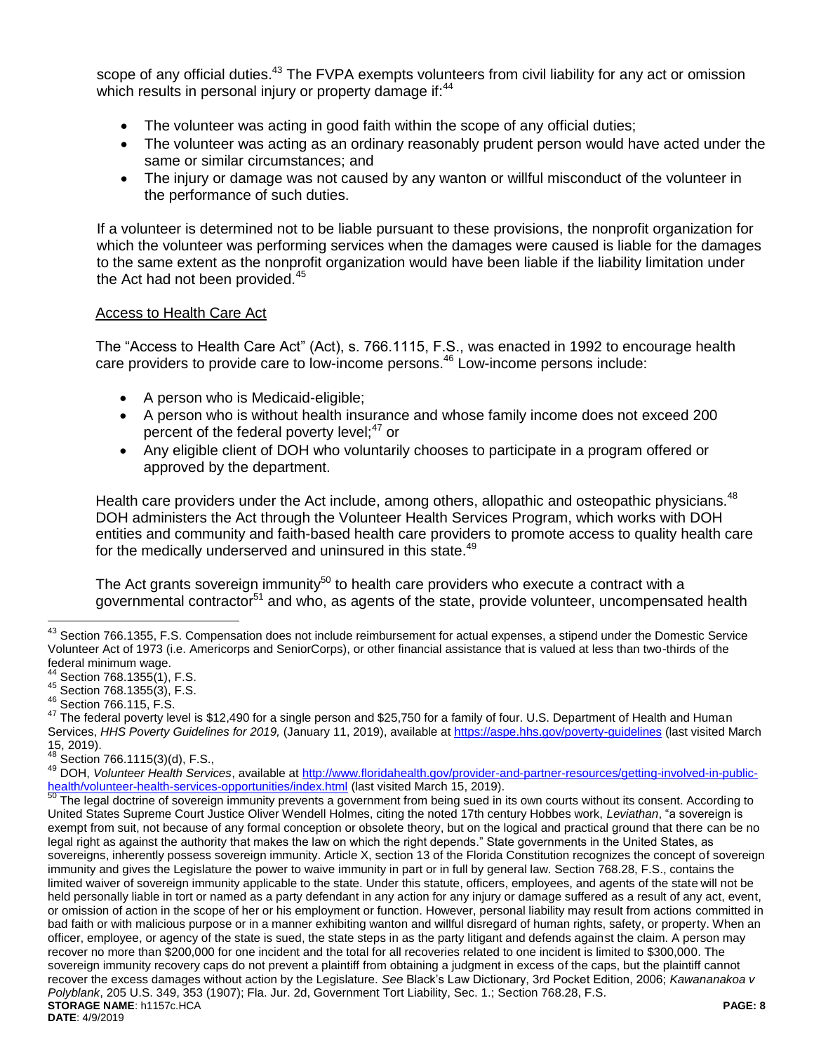scope of any official duties.[43] The FVPA exempts volunteers from civil liability for any act or omission which results in personal injury or property damage if:[44]

- The volunteer was acting in good faith within the scope of any official duties;
- The volunteer was acting as an ordinary reasonably prudent person would have acted under the same or similar circumstances; and
- The injury or damage was not caused by any wanton or willful misconduct of the volunteer in the performance of such duties.

If a volunteer is determined not to be liable pursuant to these provisions, the nonprofit organization for which the volunteer was performing services when the damages were caused is liable for the damages to the same extent as the nonprofit organization would have been liable if the liability limitation under the Act had not been provided.[45]

Access to Health Care Act

The "Access to Health Care Act" (Act), s. 766.1115, F.S., was enacted in 1992 to encourage health care providers to provide care to low-income persons.[46] Low-income persons include:

- A person who is Medicaid-eligible;
- A person who is without health insurance and whose family income does not exceed 200 percent of the federal poverty level;[47] or
- Any eligible client of DOH who voluntarily chooses to participate in a program offered or approved by the department.

Health care providers under the Act include, among others, allopathic and osteopathic physicians.[48] DOH administers the Act through the Volunteer Health Services Program, which works with DOH entities and community and faith-based health care providers to promote access to quality health care for the medically underserved and uninsured in this state.[49]

The Act grants sovereign immunity[50] to health care providers who execute a contract with a governmental contractor[51] and who, as agents of the state, provide volunteer, uncompensated health

---

[43] Section 766.1355, F.S. Compensation does not include reimbursement for actual expenses, a stipend under the Domestic Service Volunteer Act of 1973 (i.e. Americorps and SeniorCorps), or other financial assistance that is valued at less than two-thirds of the federal minimum wage.

[44] Section 768.1355(1), F.S.

[45] Section 768.1355(3), F.S.

[46] Section 766.115, F.S.

[47] The federal poverty level is $12,490 for a single person and $25,750 for a family of four. U.S. Department of Health and Human Services, *HHS Poverty Guidelines for 2019,* (January 11, 2019), available at https://aspe.hhs.gov/poverty-guidelines (last visited March 15, 2019).

[48] Section 766.1115(3)(d), F.S.,

[49] DOH, *Volunteer Health Services*, available at http://www.floridahealth.gov/provider-and-partner-resources/getting-involved-in-public-health/volunteer-health-services-opportunities/index.html (last visited March 15, 2019).

[50] The legal doctrine of sovereign immunity prevents a government from being sued in its own courts without its consent. According to United States Supreme Court Justice Oliver Wendell Holmes, citing the noted 17th century Hobbes work, *Leviathan*, "a sovereign is exempt from suit, not because of any formal conception or obsolete theory, but on the logical and practical ground that there can be no legal right as against the authority that makes the law on which the right depends." State governments in the United States, as sovereigns, inherently possess sovereign immunity. Article X, section 13 of the Florida Constitution recognizes the concept of sovereign immunity and gives the Legislature the power to waive immunity in part or in full by general law. Section 768.28, F.S., contains the limited waiver of sovereign immunity applicable to the state. Under this statute, officers, employees, and agents of the state will not be held personally liable in tort or named as a party defendant in any action for any injury or damage suffered as a result of any act, event, or omission of action in the scope of her or his employment or function. However, personal liability may result from actions committed in bad faith or with malicious purpose or in a manner exhibiting wanton and willful disregard of human rights, safety, or property. When an officer, employee, or agency of the state is sued, the state steps in as the party litigant and defends against the claim. A person may recover no more than $200,000 for one incident and the total for all recoveries related to one incident is limited to $300,000. The sovereign immunity recovery caps do not prevent a plaintiff from obtaining a judgment in excess of the caps, but the plaintiff cannot recover the excess damages without action by the Legislature. *See* Black's Law Dictionary, 3rd Pocket Edition, 2006; *Kawananakoa v Polyblank*, 205 U.S. 349, 353 (1907); Fla. Jur. 2d, Government Tort Liability, Sec. 1.; Section 768.28, F.S.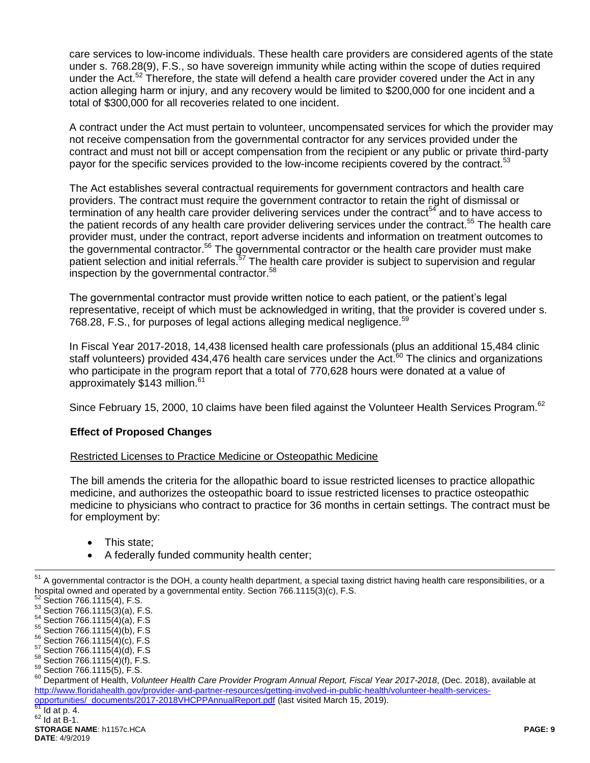care services to low-income individuals. These health care providers are considered agents of the state under s. 768.28(9), F.S., so have sovereign immunity while acting within the scope of duties required under the Act.[52] Therefore, the state will defend a health care provider covered under the Act in any action alleging harm or injury, and any recovery would be limited to $200,000 for one incident and a total of $300,000 for all recoveries related to one incident.

A contract under the Act must pertain to volunteer, uncompensated services for which the provider may not receive compensation from the governmental contractor for any services provided under the contract and must not bill or accept compensation from the recipient or any public or private third-party payor for the specific services provided to the low-income recipients covered by the contract.[53]

The Act establishes several contractual requirements for government contractors and health care providers. The contract must require the government contractor to retain the right of dismissal or termination of any health care provider delivering services under the contract[54] and to have access to the patient records of any health care provider delivering services under the contract.[55] The health care provider must, under the contract, report adverse incidents and information on treatment outcomes to the governmental contractor.[56] The governmental contractor or the health care provider must make patient selection and initial referrals.[57] The health care provider is subject to supervision and regular inspection by the governmental contractor.[58]

The governmental contractor must provide written notice to each patient, or the patient's legal representative, receipt of which must be acknowledged in writing, that the provider is covered under s. 768.28, F.S., for purposes of legal actions alleging medical negligence.[59]

In Fiscal Year 2017-2018, 14,438 licensed health care professionals (plus an additional 15,484 clinic staff volunteers) provided 434,476 health care services under the Act.[60] The clinics and organizations who participate in the program report that a total of 770,628 hours were donated at a value of approximately $143 million.[61]

Since February 15, 2000, 10 claims have been filed against the Volunteer Health Services Program.[62]

### Effect of Proposed Changes

Restricted Licenses to Practice Medicine or Osteopathic Medicine

The bill amends the criteria for the allopathic board to issue restricted licenses to practice allopathic medicine, and authorizes the osteopathic board to issue restricted licenses to practice osteopathic medicine to physicians who contract to practice for 36 months in certain settings. The contract must be for employment by:

- This state;
- A federally funded community health center;

---

[51] A governmental contractor is the DOH, a county health department, a special taxing district having health care responsibilities, or a hospital owned and operated by a governmental entity. Section 766.1115(3)(c), F.S.

[52] Section 766.1115(4), F.S.

[53] Section 766.1115(3)(a), F.S.

[54] Section 766.1115(4)(a), F.S

[55] Section 766.1115(4)(b), F.S

[56] Section 766.1115(4)(c), F.S

[57] Section 766.1115(4)(d), F.S

[58] Section 766.1115(4)(f), F.S.

[59] Section 766.1115(5), F.S.

[60] Department of Health, *Volunteer Health Care Provider Program Annual Report, Fiscal Year 2017-2018*, (Dec. 2018), available at http://www.floridahealth.gov/provider-and-partner-resources/getting-involved-in-public-health/volunteer-health-services-opportunities/_documents/2017-2018VHCPPAnnualReport.pdf (last visited March 15, 2019).

[61] Id at p. 4.

[62] Id at B-1.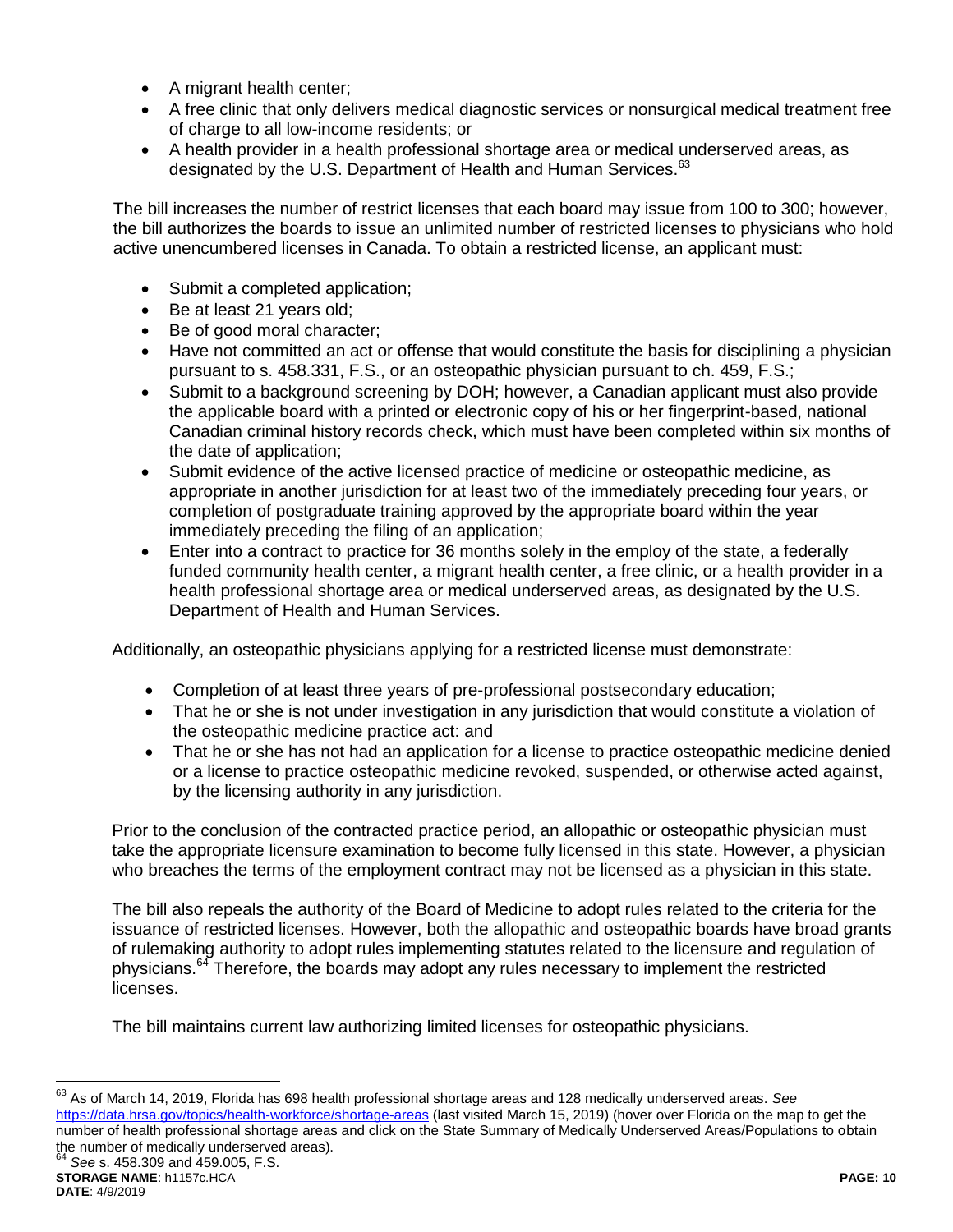- A migrant health center;
- A free clinic that only delivers medical diagnostic services or nonsurgical medical treatment free of charge to all low-income residents; or
- A health provider in a health professional shortage area or medical underserved areas, as designated by the U.S. Department of Health and Human Services.[63]

The bill increases the number of restrict licenses that each board may issue from 100 to 300; however, the bill authorizes the boards to issue an unlimited number of restricted licenses to physicians who hold active unencumbered licenses in Canada. To obtain a restricted license, an applicant must:

- Submit a completed application;
- Be at least 21 years old;
- Be of good moral character;
- Have not committed an act or offense that would constitute the basis for disciplining a physician pursuant to s. 458.331, F.S., or an osteopathic physician pursuant to ch. 459, F.S.;
- Submit to a background screening by DOH; however, a Canadian applicant must also provide the applicable board with a printed or electronic copy of his or her fingerprint-based, national Canadian criminal history records check, which must have been completed within six months of the date of application;
- Submit evidence of the active licensed practice of medicine or osteopathic medicine, as appropriate in another jurisdiction for at least two of the immediately preceding four years, or completion of postgraduate training approved by the appropriate board within the year immediately preceding the filing of an application;
- Enter into a contract to practice for 36 months solely in the employ of the state, a federally funded community health center, a migrant health center, a free clinic, or a health provider in a health professional shortage area or medical underserved areas, as designated by the U.S. Department of Health and Human Services.

Additionally, an osteopathic physicians applying for a restricted license must demonstrate:

- Completion of at least three years of pre-professional postsecondary education;
- That he or she is not under investigation in any jurisdiction that would constitute a violation of the osteopathic medicine practice act: and
- That he or she has not had an application for a license to practice osteopathic medicine denied or a license to practice osteopathic medicine revoked, suspended, or otherwise acted against, by the licensing authority in any jurisdiction.

Prior to the conclusion of the contracted practice period, an allopathic or osteopathic physician must take the appropriate licensure examination to become fully licensed in this state. However, a physician who breaches the terms of the employment contract may not be licensed as a physician in this state.

The bill also repeals the authority of the Board of Medicine to adopt rules related to the criteria for the issuance of restricted licenses. However, both the allopathic and osteopathic boards have broad grants of rulemaking authority to adopt rules implementing statutes related to the licensure and regulation of physicians.[64] Therefore, the boards may adopt any rules necessary to implement the restricted licenses.

The bill maintains current law authorizing limited licenses for osteopathic physicians.

---

[63] As of March 14, 2019, Florida has 698 health professional shortage areas and 128 medically underserved areas. *See* https://data.hrsa.gov/topics/health-workforce/shortage-areas (last visited March 15, 2019) (hover over Florida on the map to get the number of health professional shortage areas and click on the State Summary of Medically Underserved Areas/Populations to obtain the number of medically underserved areas).

[64] *See* s. 458.309 and 459.005, F.S.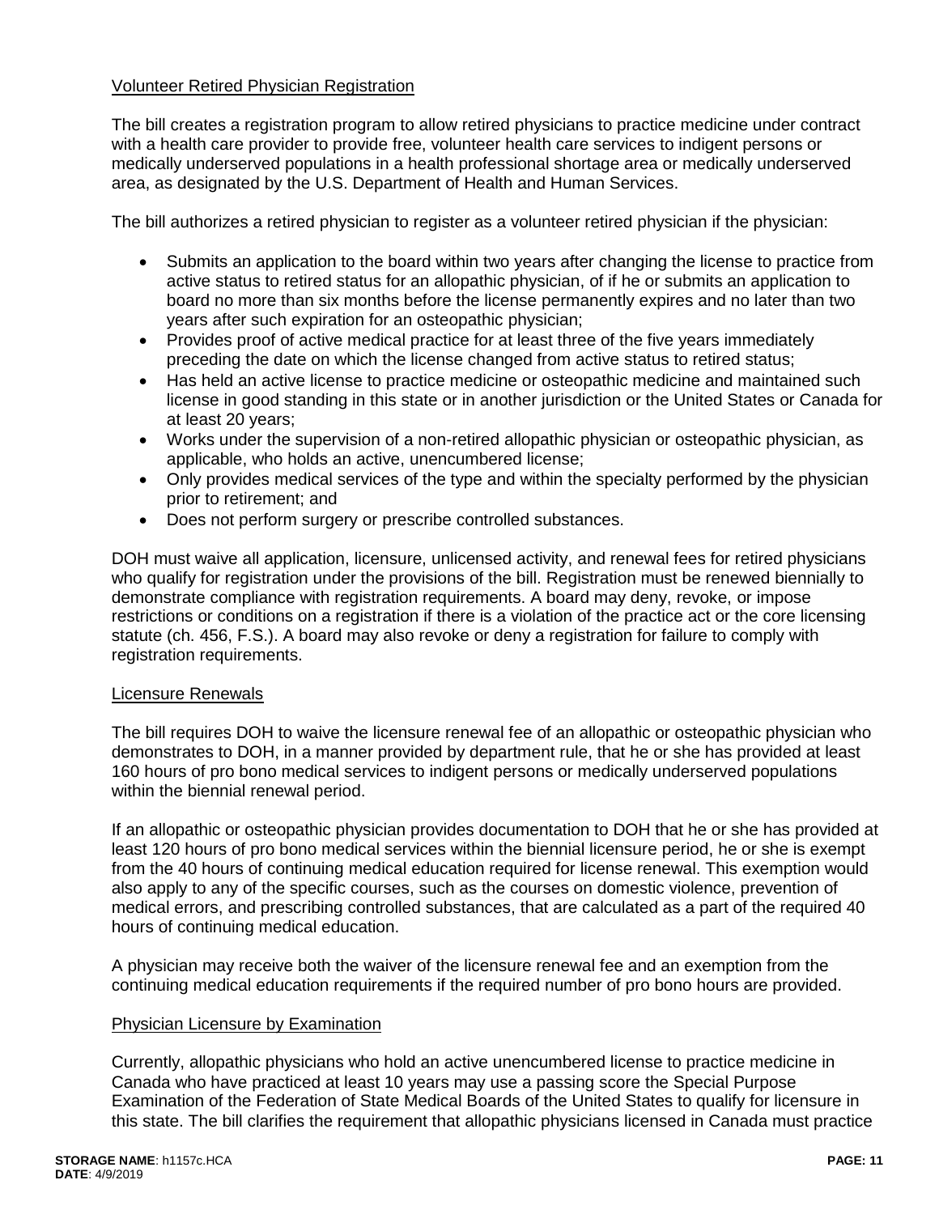Volunteer Retired Physician Registration

The bill creates a registration program to allow retired physicians to practice medicine under contract with a health care provider to provide free, volunteer health care services to indigent persons or medically underserved populations in a health professional shortage area or medically underserved area, as designated by the U.S. Department of Health and Human Services.

The bill authorizes a retired physician to register as a volunteer retired physician if the physician:

- Submits an application to the board within two years after changing the license to practice from active status to retired status for an allopathic physician, of if he or submits an application to board no more than six months before the license permanently expires and no later than two years after such expiration for an osteopathic physician;
- Provides proof of active medical practice for at least three of the five years immediately preceding the date on which the license changed from active status to retired status;
- Has held an active license to practice medicine or osteopathic medicine and maintained such license in good standing in this state or in another jurisdiction or the United States or Canada for at least 20 years;
- Works under the supervision of a non-retired allopathic physician or osteopathic physician, as applicable, who holds an active, unencumbered license;
- Only provides medical services of the type and within the specialty performed by the physician prior to retirement; and
- Does not perform surgery or prescribe controlled substances.

DOH must waive all application, licensure, unlicensed activity, and renewal fees for retired physicians who qualify for registration under the provisions of the bill. Registration must be renewed biennially to demonstrate compliance with registration requirements. A board may deny, revoke, or impose restrictions or conditions on a registration if there is a violation of the practice act or the core licensing statute (ch. 456, F.S.). A board may also revoke or deny a registration for failure to comply with registration requirements.

Licensure Renewals

The bill requires DOH to waive the licensure renewal fee of an allopathic or osteopathic physician who demonstrates to DOH, in a manner provided by department rule, that he or she has provided at least 160 hours of pro bono medical services to indigent persons or medically underserved populations within the biennial renewal period.

If an allopathic or osteopathic physician provides documentation to DOH that he or she has provided at least 120 hours of pro bono medical services within the biennial licensure period, he or she is exempt from the 40 hours of continuing medical education required for license renewal. This exemption would also apply to any of the specific courses, such as the courses on domestic violence, prevention of medical errors, and prescribing controlled substances, that are calculated as a part of the required 40 hours of continuing medical education.

A physician may receive both the waiver of the licensure renewal fee and an exemption from the continuing medical education requirements if the required number of pro bono hours are provided.

Physician Licensure by Examination

Currently, allopathic physicians who hold an active unencumbered license to practice medicine in Canada who have practiced at least 10 years may use a passing score the Special Purpose Examination of the Federation of State Medical Boards of the United States to qualify for licensure in this state. The bill clarifies the requirement that allopathic physicians licensed in Canada must practice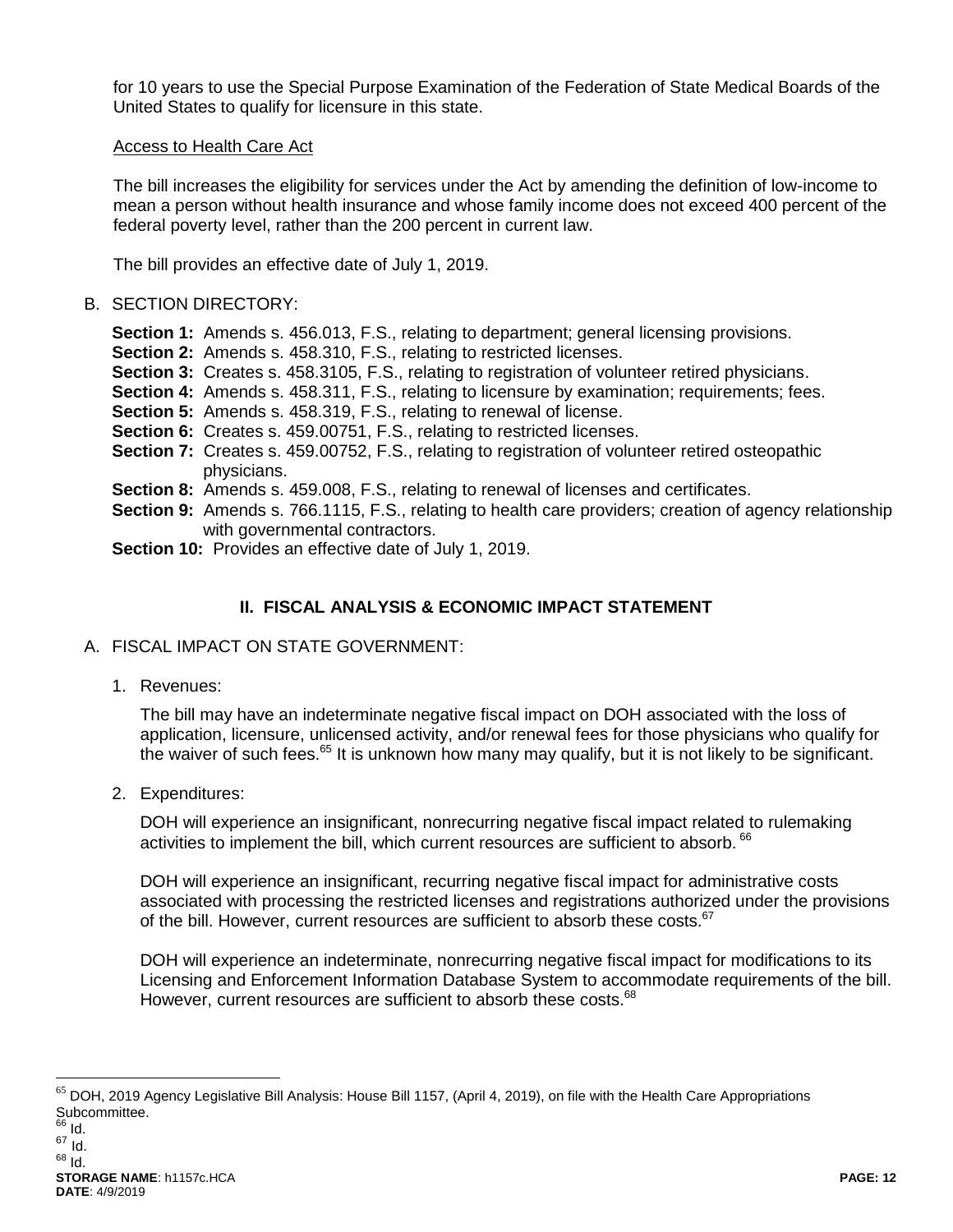for 10 years to use the Special Purpose Examination of the Federation of State Medical Boards of the United States to qualify for licensure in this state.

Access to Health Care Act

The bill increases the eligibility for services under the Act by amending the definition of low-income to mean a person without health insurance and whose family income does not exceed 400 percent of the federal poverty level, rather than the 200 percent in current law.

The bill provides an effective date of July 1, 2019.

B. SECTION DIRECTORY:

**Section 1:** Amends s. 456.013, F.S., relating to department; general licensing provisions.
**Section 2:** Amends s. 458.310, F.S., relating to restricted licenses.
**Section 3:** Creates s. 458.3105, F.S., relating to registration of volunteer retired physicians.
**Section 4:** Amends s. 458.311, F.S., relating to licensure by examination; requirements; fees.
**Section 5:** Amends s. 458.319, F.S., relating to renewal of license.
**Section 6:** Creates s. 459.00751, F.S., relating to restricted licenses.
**Section 7:** Creates s. 459.00752, F.S., relating to registration of volunteer retired osteopathic physicians.
**Section 8:** Amends s. 459.008, F.S., relating to renewal of licenses and certificates.
**Section 9:** Amends s. 766.1115, F.S., relating to health care providers; creation of agency relationship with governmental contractors.
**Section 10:** Provides an effective date of July 1, 2019.

## II. FISCAL ANALYSIS & ECONOMIC IMPACT STATEMENT

A. FISCAL IMPACT ON STATE GOVERNMENT:

1. Revenues:

The bill may have an indeterminate negative fiscal impact on DOH associated with the loss of application, licensure, unlicensed activity, and/or renewal fees for those physicians who qualify for the waiver of such fees.[65] It is unknown how many may qualify, but it is not likely to be significant.

2. Expenditures:

DOH will experience an insignificant, nonrecurring negative fiscal impact related to rulemaking activities to implement the bill, which current resources are sufficient to absorb.[66]

DOH will experience an insignificant, recurring negative fiscal impact for administrative costs associated with processing the restricted licenses and registrations authorized under the provisions of the bill. However, current resources are sufficient to absorb these costs.[67]

DOH will experience an indeterminate, nonrecurring negative fiscal impact for modifications to its Licensing and Enforcement Information Database System to accommodate requirements of the bill. However, current resources are sufficient to absorb these costs.[68]

---

[65] DOH, 2019 Agency Legislative Bill Analysis: House Bill 1157, (April 4, 2019), on file with the Health Care Appropriations Subcommittee.
[66] Id.
[67] Id.
[68] Id.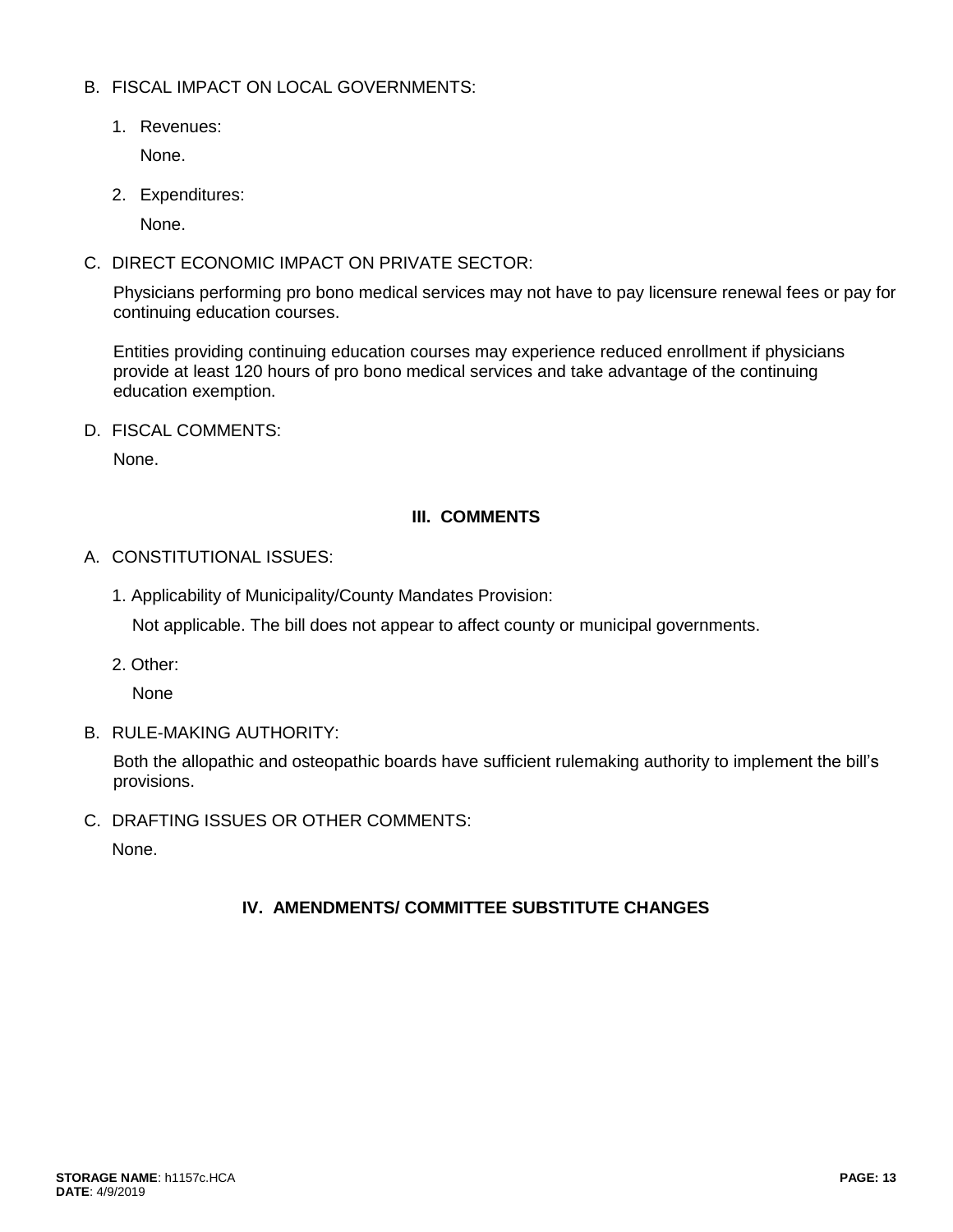B. FISCAL IMPACT ON LOCAL GOVERNMENTS:

1. Revenues:

   None.

2. Expenditures:

   None.

C. DIRECT ECONOMIC IMPACT ON PRIVATE SECTOR:

Physicians performing pro bono medical services may not have to pay licensure renewal fees or pay for continuing education courses.

Entities providing continuing education courses may experience reduced enrollment if physicians provide at least 120 hours of pro bono medical services and take advantage of the continuing education exemption.

D. FISCAL COMMENTS:

None.

## III. COMMENTS

A. CONSTITUTIONAL ISSUES:

1. Applicability of Municipality/County Mandates Provision:

   Not applicable. The bill does not appear to affect county or municipal governments.

2. Other:

   None

B. RULE-MAKING AUTHORITY:

Both the allopathic and osteopathic boards have sufficient rulemaking authority to implement the bill's provisions.

C. DRAFTING ISSUES OR OTHER COMMENTS:

None.

## IV. AMENDMENTS/ COMMITTEE SUBSTITUTE CHANGES